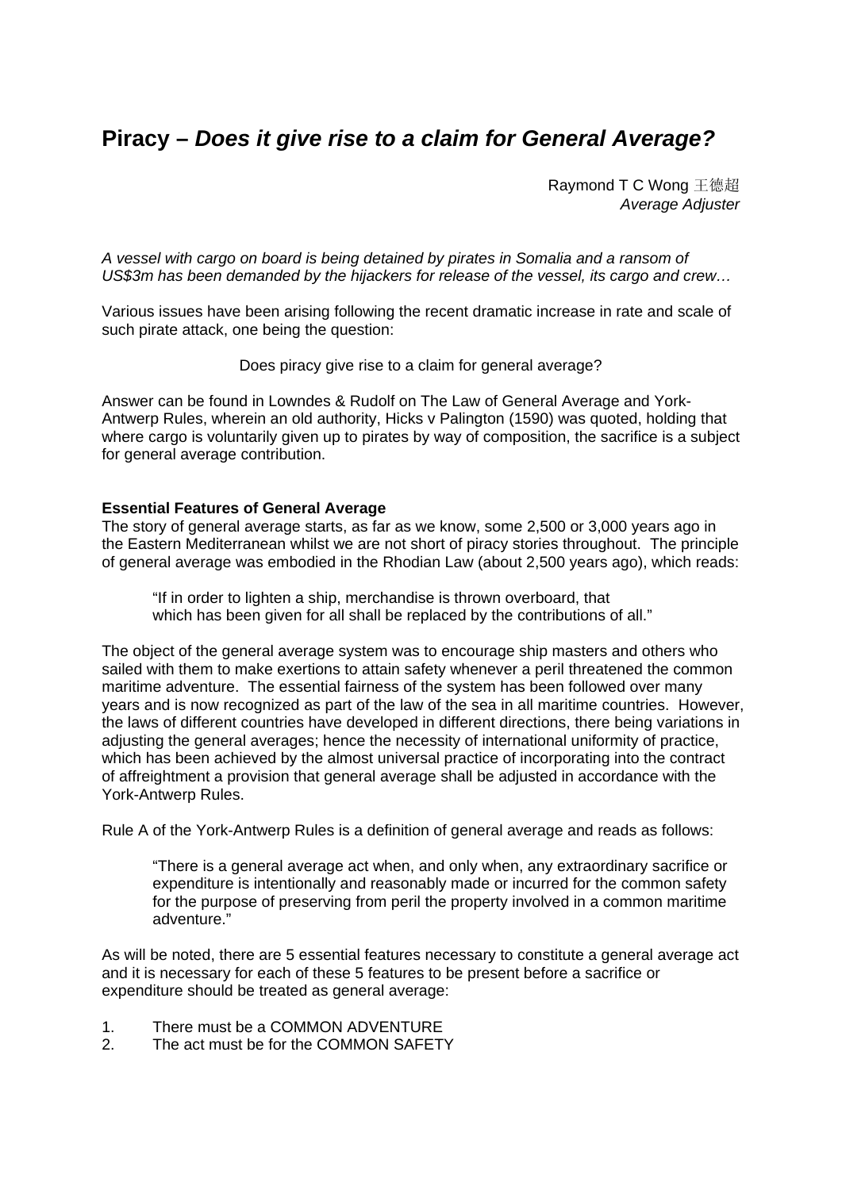# **Piracy –** ***Does it give rise to a claim for General Average?***

Raymond T C Wong 王德超
*Average Adjuster*

*A vessel with cargo on board is being detained by pirates in Somalia and a ransom of US$3m has been demanded by the hijackers for release of the vessel, its cargo and crew…*

Various issues have been arising following the recent dramatic increase in rate and scale of such pirate attack, one being the question:

Does piracy give rise to a claim for general average?

Answer can be found in Lowndes & Rudolf on The Law of General Average and York-Antwerp Rules, wherein an old authority, Hicks v Palington (1590) was quoted, holding that where cargo is voluntarily given up to pirates by way of composition, the sacrifice is a subject for general average contribution.

**Essential Features of General Average**

The story of general average starts, as far as we know, some 2,500 or 3,000 years ago in the Eastern Mediterranean whilst we are not short of piracy stories throughout. The principle of general average was embodied in the Rhodian Law (about 2,500 years ago), which reads:

> "If in order to lighten a ship, merchandise is thrown overboard, that which has been given for all shall be replaced by the contributions of all."

The object of the general average system was to encourage ship masters and others who sailed with them to make exertions to attain safety whenever a peril threatened the common maritime adventure. The essential fairness of the system has been followed over many years and is now recognized as part of the law of the sea in all maritime countries. However, the laws of different countries have developed in different directions, there being variations in adjusting the general averages; hence the necessity of international uniformity of practice, which has been achieved by the almost universal practice of incorporating into the contract of affreightment a provision that general average shall be adjusted in accordance with the York-Antwerp Rules.

Rule A of the York-Antwerp Rules is a definition of general average and reads as follows:

> "There is a general average act when, and only when, any extraordinary sacrifice or expenditure is intentionally and reasonably made or incurred for the common safety for the purpose of preserving from peril the property involved in a common maritime adventure."

As will be noted, there are 5 essential features necessary to constitute a general average act and it is necessary for each of these 5 features to be present before a sacrifice or expenditure should be treated as general average:

1. There must be a COMMON ADVENTURE
2. The act must be for the COMMON SAFETY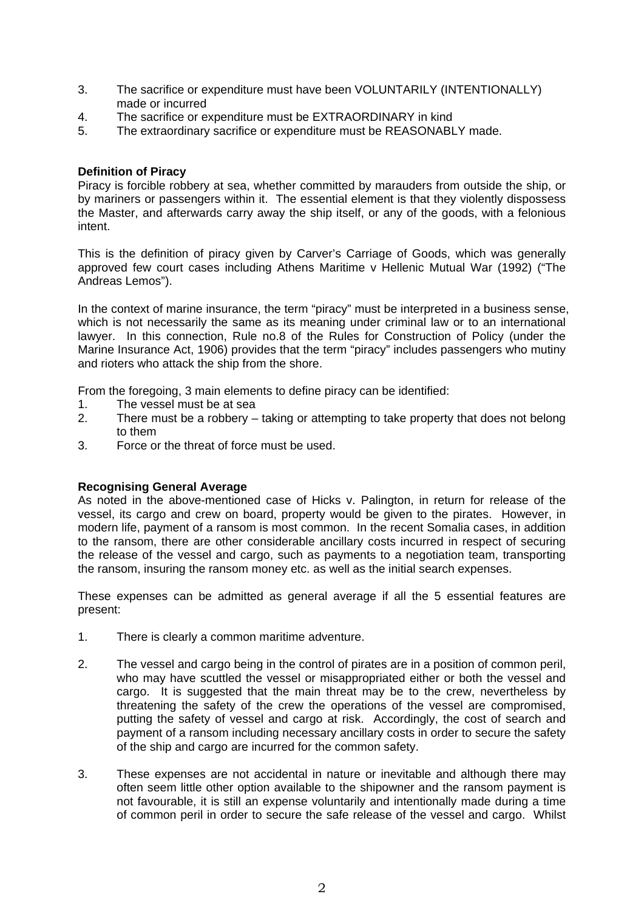3. The sacrifice or expenditure must have been VOLUNTARILY (INTENTIONALLY) made or incurred
4. The sacrifice or expenditure must be EXTRAORDINARY in kind
5. The extraordinary sacrifice or expenditure must be REASONABLY made.

**Definition of Piracy**

Piracy is forcible robbery at sea, whether committed by marauders from outside the ship, or by mariners or passengers within it. The essential element is that they violently dispossess the Master, and afterwards carry away the ship itself, or any of the goods, with a felonious intent.

This is the definition of piracy given by Carver's Carriage of Goods, which was generally approved few court cases including Athens Maritime v Hellenic Mutual War (1992) ("The Andreas Lemos").

In the context of marine insurance, the term "piracy" must be interpreted in a business sense, which is not necessarily the same as its meaning under criminal law or to an international lawyer. In this connection, Rule no.8 of the Rules for Construction of Policy (under the Marine Insurance Act, 1906) provides that the term "piracy" includes passengers who mutiny and rioters who attack the ship from the shore.

From the foregoing, 3 main elements to define piracy can be identified:

1. The vessel must be at sea
2. There must be a robbery – taking or attempting to take property that does not belong to them
3. Force or the threat of force must be used.

**Recognising General Average**

As noted in the above-mentioned case of Hicks v. Palington, in return for release of the vessel, its cargo and crew on board, property would be given to the pirates. However, in modern life, payment of a ransom is most common. In the recent Somalia cases, in addition to the ransom, there are other considerable ancillary costs incurred in respect of securing the release of the vessel and cargo, such as payments to a negotiation team, transporting the ransom, insuring the ransom money etc. as well as the initial search expenses.

These expenses can be admitted as general average if all the 5 essential features are present:

1. There is clearly a common maritime adventure.

2. The vessel and cargo being in the control of pirates are in a position of common peril, who may have scuttled the vessel or misappropriated either or both the vessel and cargo. It is suggested that the main threat may be to the crew, nevertheless by threatening the safety of the crew the operations of the vessel are compromised, putting the safety of vessel and cargo at risk. Accordingly, the cost of search and payment of a ransom including necessary ancillary costs in order to secure the safety of the ship and cargo are incurred for the common safety.

3. These expenses are not accidental in nature or inevitable and although there may often seem little other option available to the shipowner and the ransom payment is not favourable, it is still an expense voluntarily and intentionally made during a time of common peril in order to secure the safe release of the vessel and cargo. Whilst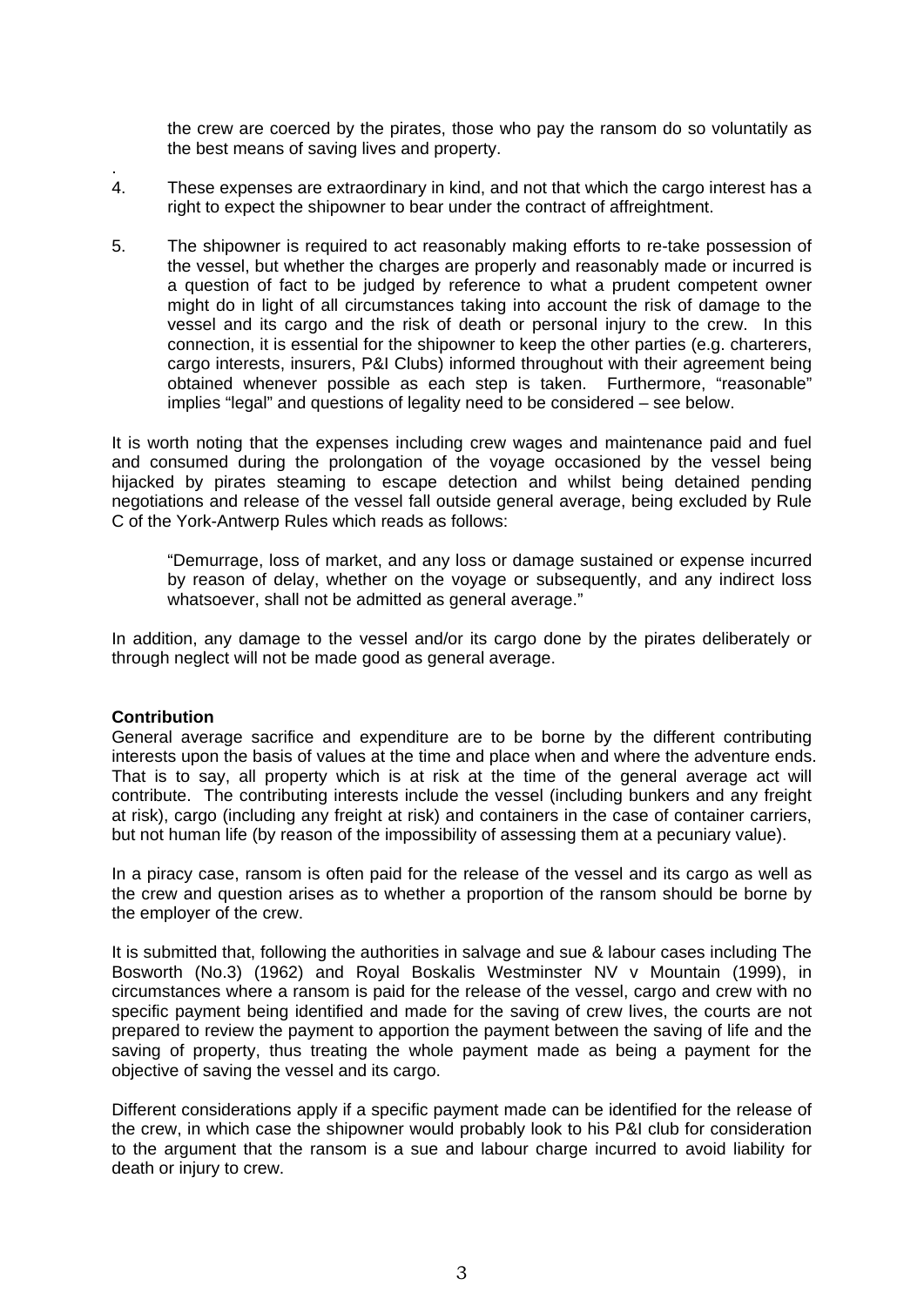the crew are coerced by the pirates, those who pay the ransom do so voluntatily as the best means of saving lives and property.

4. These expenses are extraordinary in kind, and not that which the cargo interest has a right to expect the shipowner to bear under the contract of affreightment.

5. The shipowner is required to act reasonably making efforts to re-take possession of the vessel, but whether the charges are properly and reasonably made or incurred is a question of fact to be judged by reference to what a prudent competent owner might do in light of all circumstances taking into account the risk of damage to the vessel and its cargo and the risk of death or personal injury to the crew. In this connection, it is essential for the shipowner to keep the other parties (e.g. charterers, cargo interests, insurers, P&I Clubs) informed throughout with their agreement being obtained whenever possible as each step is taken. Furthermore, "reasonable" implies "legal" and questions of legality need to be considered – see below.

It is worth noting that the expenses including crew wages and maintenance paid and fuel and consumed during the prolongation of the voyage occasioned by the vessel being hijacked by pirates steaming to escape detection and whilst being detained pending negotiations and release of the vessel fall outside general average, being excluded by Rule C of the York-Antwerp Rules which reads as follows:

> "Demurrage, loss of market, and any loss or damage sustained or expense incurred by reason of delay, whether on the voyage or subsequently, and any indirect loss whatsoever, shall not be admitted as general average."

In addition, any damage to the vessel and/or its cargo done by the pirates deliberately or through neglect will not be made good as general average.

**Contribution**

General average sacrifice and expenditure are to be borne by the different contributing interests upon the basis of values at the time and place when and where the adventure ends. That is to say, all property which is at risk at the time of the general average act will contribute. The contributing interests include the vessel (including bunkers and any freight at risk), cargo (including any freight at risk) and containers in the case of container carriers, but not human life (by reason of the impossibility of assessing them at a pecuniary value).

In a piracy case, ransom is often paid for the release of the vessel and its cargo as well as the crew and question arises as to whether a proportion of the ransom should be borne by the employer of the crew.

It is submitted that, following the authorities in salvage and sue & labour cases including The Bosworth (No.3) (1962) and Royal Boskalis Westminster NV v Mountain (1999), in circumstances where a ransom is paid for the release of the vessel, cargo and crew with no specific payment being identified and made for the saving of crew lives, the courts are not prepared to review the payment to apportion the payment between the saving of life and the saving of property, thus treating the whole payment made as being a payment for the objective of saving the vessel and its cargo.

Different considerations apply if a specific payment made can be identified for the release of the crew, in which case the shipowner would probably look to his P&I club for consideration to the argument that the ransom is a sue and labour charge incurred to avoid liability for death or injury to crew.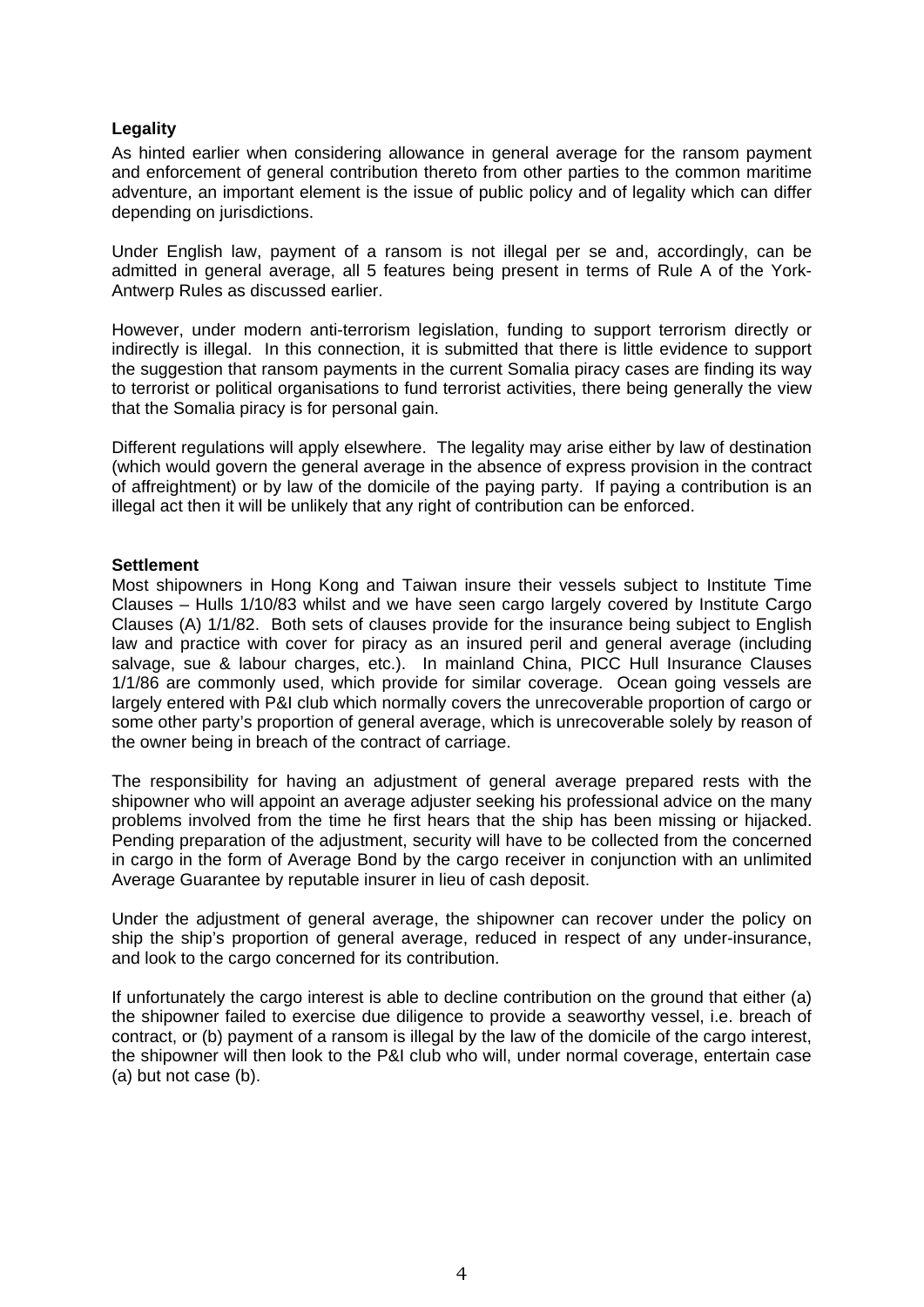**Legality**

As hinted earlier when considering allowance in general average for the ransom payment and enforcement of general contribution thereto from other parties to the common maritime adventure, an important element is the issue of public policy and of legality which can differ depending on jurisdictions.

Under English law, payment of a ransom is not illegal per se and, accordingly, can be admitted in general average, all 5 features being present in terms of Rule A of the York-Antwerp Rules as discussed earlier.

However, under modern anti-terrorism legislation, funding to support terrorism directly or indirectly is illegal. In this connection, it is submitted that there is little evidence to support the suggestion that ransom payments in the current Somalia piracy cases are finding its way to terrorist or political organisations to fund terrorist activities, there being generally the view that the Somalia piracy is for personal gain.

Different regulations will apply elsewhere. The legality may arise either by law of destination (which would govern the general average in the absence of express provision in the contract of affreightment) or by law of the domicile of the paying party. If paying a contribution is an illegal act then it will be unlikely that any right of contribution can be enforced.

**Settlement**

Most shipowners in Hong Kong and Taiwan insure their vessels subject to Institute Time Clauses – Hulls 1/10/83 whilst and we have seen cargo largely covered by Institute Cargo Clauses (A) 1/1/82. Both sets of clauses provide for the insurance being subject to English law and practice with cover for piracy as an insured peril and general average (including salvage, sue & labour charges, etc.). In mainland China, PICC Hull Insurance Clauses 1/1/86 are commonly used, which provide for similar coverage. Ocean going vessels are largely entered with P&I club which normally covers the unrecoverable proportion of cargo or some other party's proportion of general average, which is unrecoverable solely by reason of the owner being in breach of the contract of carriage.

The responsibility for having an adjustment of general average prepared rests with the shipowner who will appoint an average adjuster seeking his professional advice on the many problems involved from the time he first hears that the ship has been missing or hijacked. Pending preparation of the adjustment, security will have to be collected from the concerned in cargo in the form of Average Bond by the cargo receiver in conjunction with an unlimited Average Guarantee by reputable insurer in lieu of cash deposit.

Under the adjustment of general average, the shipowner can recover under the policy on ship the ship's proportion of general average, reduced in respect of any under-insurance, and look to the cargo concerned for its contribution.

If unfortunately the cargo interest is able to decline contribution on the ground that either (a) the shipowner failed to exercise due diligence to provide a seaworthy vessel, i.e. breach of contract, or (b) payment of a ransom is illegal by the law of the domicile of the cargo interest, the shipowner will then look to the P&I club who will, under normal coverage, entertain case (a) but not case (b).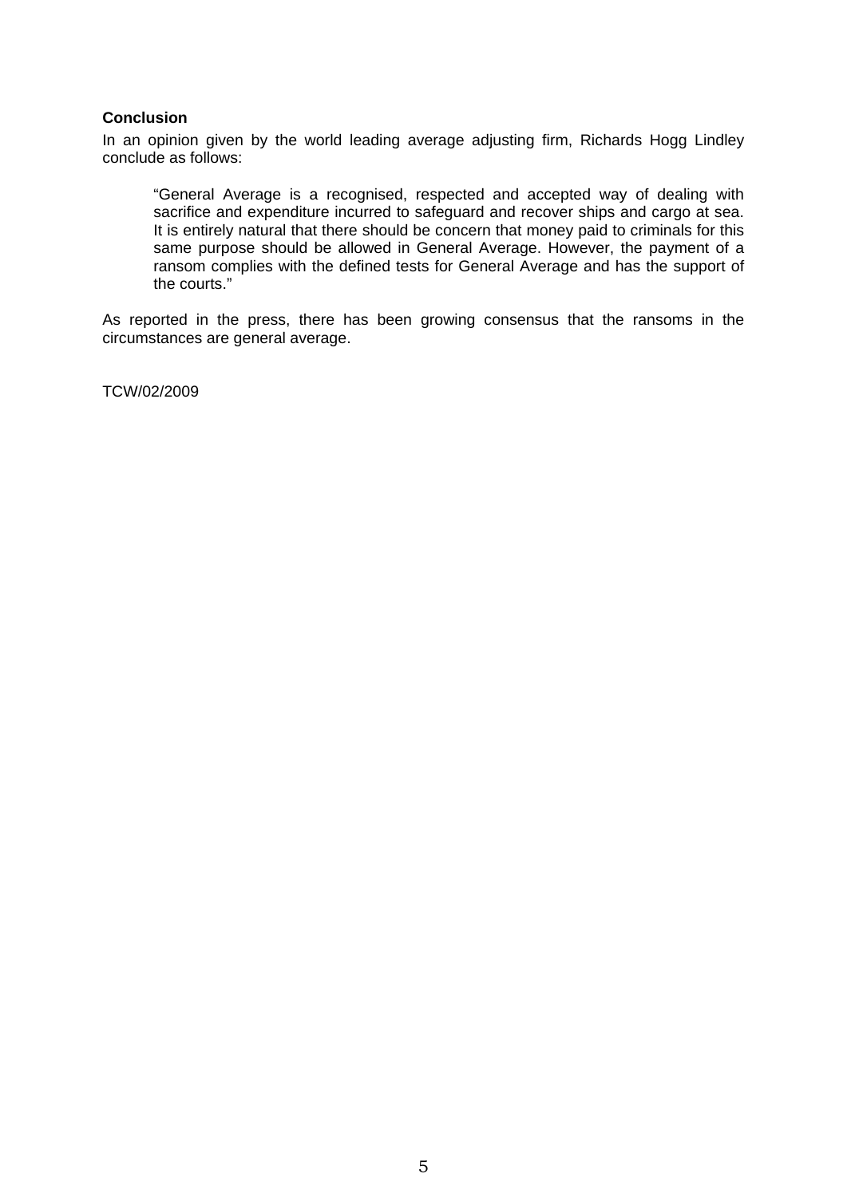**Conclusion**

In an opinion given by the world leading average adjusting firm, Richards Hogg Lindley conclude as follows:

> "General Average is a recognised, respected and accepted way of dealing with sacrifice and expenditure incurred to safeguard and recover ships and cargo at sea. It is entirely natural that there should be concern that money paid to criminals for this same purpose should be allowed in General Average. However, the payment of a ransom complies with the defined tests for General Average and has the support of the courts."

As reported in the press, there has been growing consensus that the ransoms in the circumstances are general average.

TCW/02/2009